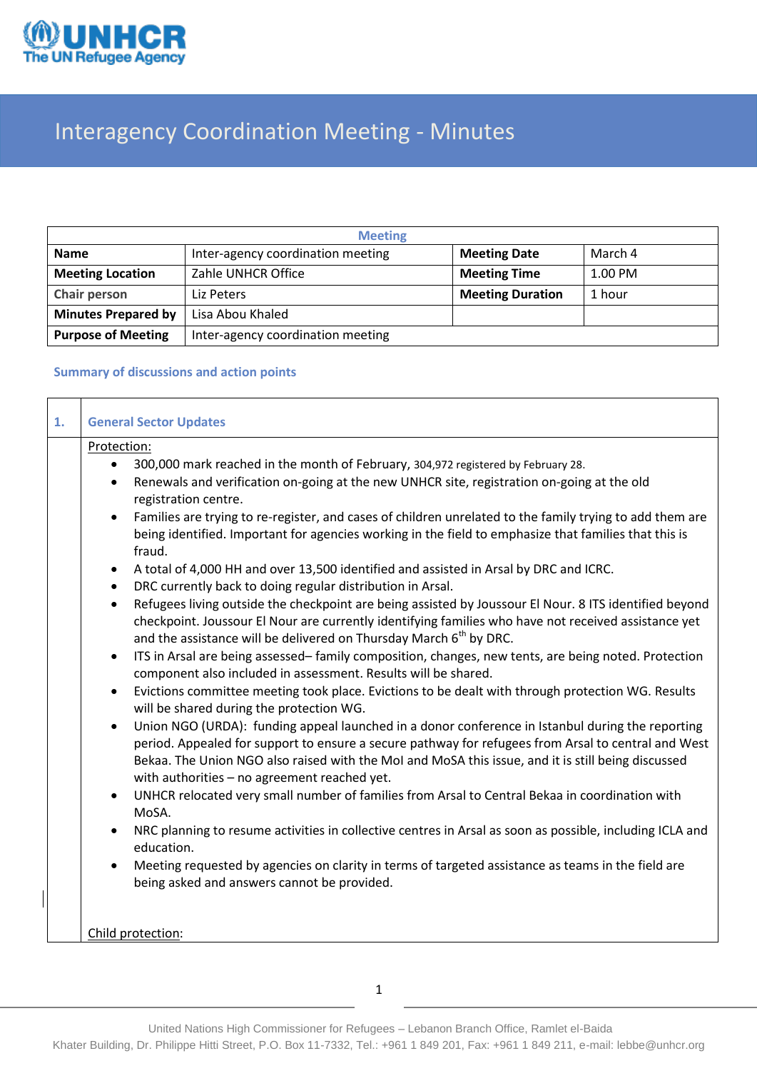# Interagency Coordination Meeting - Minutes

| Meeting | | | |
|---|---|---|---|
| **Name** | Inter-agency coordination meeting | **Meeting Date** | March 4 |
| **Meeting Location** | Zahle UNHCR Office | **Meeting Time** | 1.00 PM |
| **Chair person** | Liz Peters | **Meeting Duration** | 1 hour |
| **Minutes Prepared by** | Lisa Abou Khaled | | |
| **Purpose of Meeting** | Inter-agency coordination meeting | | |

## Summary of discussions and action points

### 1. General Sector Updates

Protection:

- 300,000 mark reached in the month of February, 304,972 registered by February 28.
- Renewals and verification on-going at the new UNHCR site, registration on-going at the old registration centre.
- Families are trying to re-register, and cases of children unrelated to the family trying to add them are being identified. Important for agencies working in the field to emphasize that families that this is fraud.
- A total of 4,000 HH and over 13,500 identified and assisted in Arsal by DRC and ICRC.
- DRC currently back to doing regular distribution in Arsal.
- Refugees living outside the checkpoint are being assisted by Joussour El Nour. 8 ITS identified beyond checkpoint. Joussour El Nour are currently identifying families who have not received assistance yet and the assistance will be delivered on Thursday March 6th by DRC.
- ITS in Arsal are being assessed– family composition, changes, new tents, are being noted. Protection component also included in assessment. Results will be shared.
- Evictions committee meeting took place. Evictions to be dealt with through protection WG. Results will be shared during the protection WG.
- Union NGO (URDA): funding appeal launched in a donor conference in Istanbul during the reporting period. Appealed for support to ensure a secure pathway for refugees from Arsal to central and West Bekaa. The Union NGO also raised with the MoI and MoSA this issue, and it is still being discussed with authorities – no agreement reached yet.
- UNHCR relocated very small number of families from Arsal to Central Bekaa in coordination with MoSA.
- NRC planning to resume activities in collective centres in Arsal as soon as possible, including ICLA and education.
- Meeting requested by agencies on clarity in terms of targeted assistance as teams in the field are being asked and answers cannot be provided.

Child protection: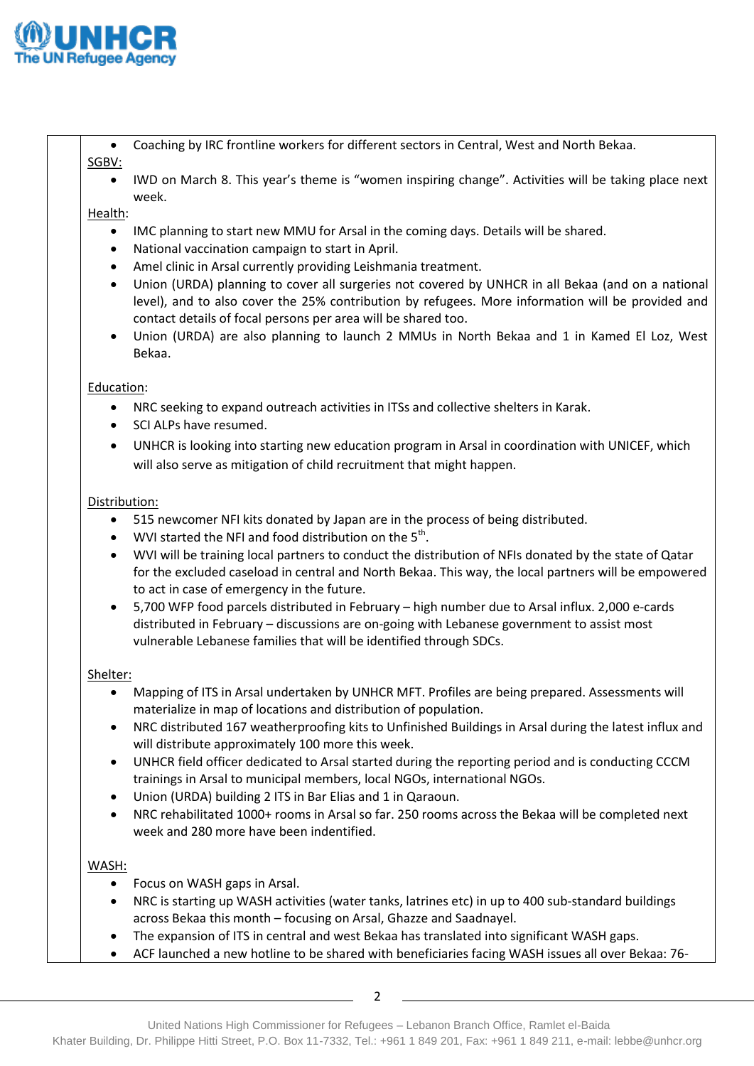- Coaching by IRC frontline workers for different sectors in Central, West and North Bekaa.

SGBV:

- IWD on March 8. This year's theme is "women inspiring change". Activities will be taking place next week.

Health:

- IMC planning to start new MMU for Arsal in the coming days. Details will be shared.
- National vaccination campaign to start in April.
- Amel clinic in Arsal currently providing Leishmania treatment.
- Union (URDA) planning to cover all surgeries not covered by UNHCR in all Bekaa (and on a national level), and to also cover the 25% contribution by refugees. More information will be provided and contact details of focal persons per area will be shared too.
- Union (URDA) are also planning to launch 2 MMUs in North Bekaa and 1 in Kamed El Loz, West Bekaa.

Education:

- NRC seeking to expand outreach activities in ITSs and collective shelters in Karak.
- SCI ALPs have resumed.
- UNHCR is looking into starting new education program in Arsal in coordination with UNICEF, which will also serve as mitigation of child recruitment that might happen.

Distribution:

- 515 newcomer NFI kits donated by Japan are in the process of being distributed.
- WVI started the NFI and food distribution on the 5th.
- WVI will be training local partners to conduct the distribution of NFIs donated by the state of Qatar for the excluded caseload in central and North Bekaa. This way, the local partners will be empowered to act in case of emergency in the future.
- 5,700 WFP food parcels distributed in February – high number due to Arsal influx. 2,000 e-cards distributed in February – discussions are on-going with Lebanese government to assist most vulnerable Lebanese families that will be identified through SDCs.

Shelter:

- Mapping of ITS in Arsal undertaken by UNHCR MFT. Profiles are being prepared. Assessments will materialize in map of locations and distribution of population.
- NRC distributed 167 weatherproofing kits to Unfinished Buildings in Arsal during the latest influx and will distribute approximately 100 more this week.
- UNHCR field officer dedicated to Arsal started during the reporting period and is conducting CCCM trainings in Arsal to municipal members, local NGOs, international NGOs.
- Union (URDA) building 2 ITS in Bar Elias and 1 in Qaraoun.
- NRC rehabilitated 1000+ rooms in Arsal so far. 250 rooms across the Bekaa will be completed next week and 280 more have been indentified.

WASH:

- Focus on WASH gaps in Arsal.
- NRC is starting up WASH activities (water tanks, latrines etc) in up to 400 sub-standard buildings across Bekaa this month – focusing on Arsal, Ghazze and Saadnayel.
- The expansion of ITS in central and west Bekaa has translated into significant WASH gaps.
- ACF launched a new hotline to be shared with beneficiaries facing WASH issues all over Bekaa: 76-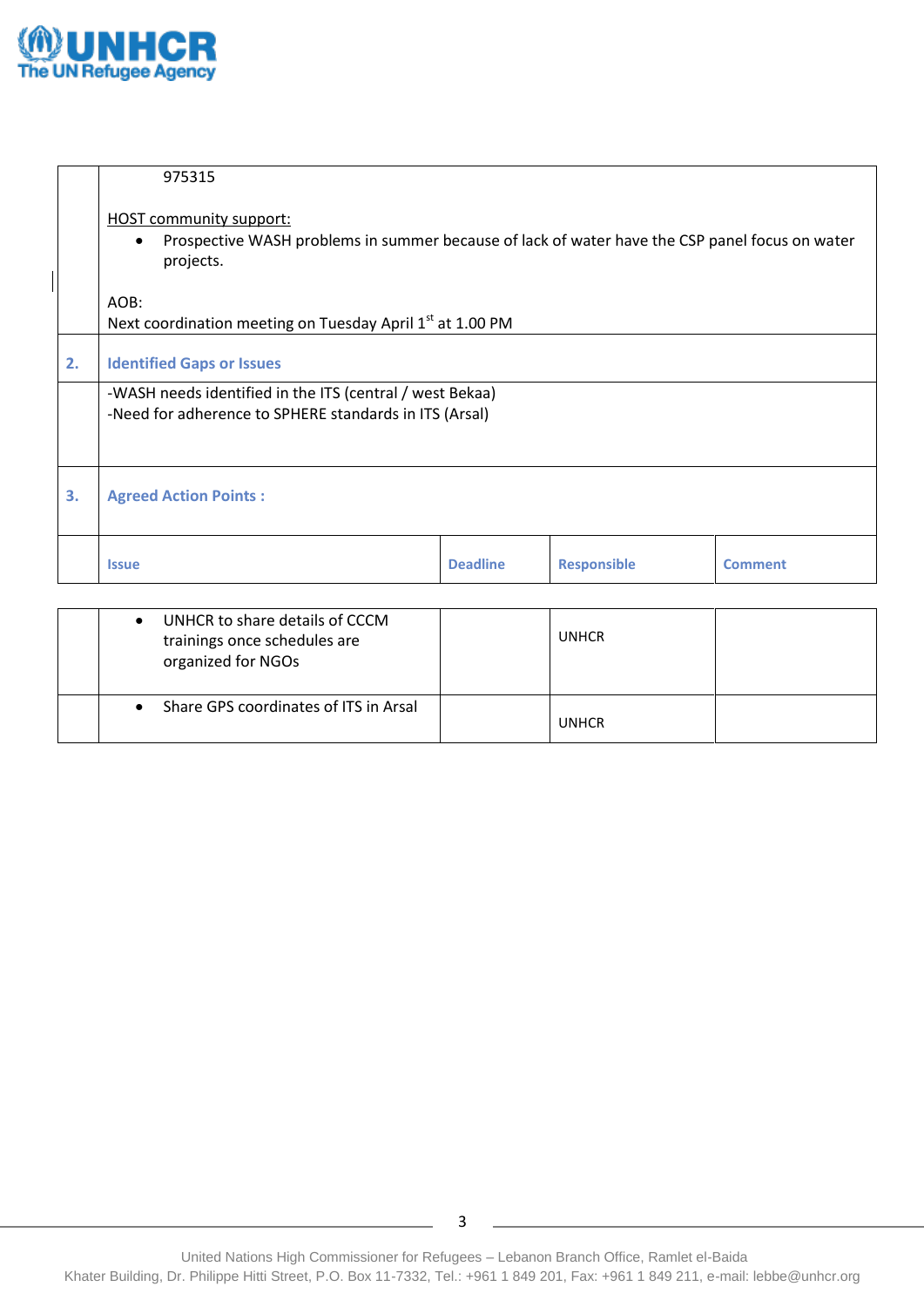975315

<u>HOST community support:</u>

- Prospective WASH problems in summer because of lack of water have the CSP panel focus on water projects.

AOB:
Next coordination meeting on Tuesday April 1st at 1.00 PM

## 2. Identified Gaps or Issues

-WASH needs identified in the ITS (central / west Bekaa)
-Need for adherence to SPHERE standards in ITS (Arsal)

## 3. Agreed Action Points :

| Issue | Deadline | Responsible | Comment |
|---|---|---|---|
| • UNHCR to share details of CCCM trainings once schedules are organized for NGOs | | UNHCR | |
| • Share GPS coordinates of ITS in Arsal | | UNHCR | |

United Nations High Commissioner for Refugees – Lebanon Branch Office, Ramlet el-Baida
Khater Building, Dr. Philippe Hitti Street, P.O. Box 11-7332, Tel.: +961 1 849 201, Fax: +961 1 849 211, e-mail: lebbe@unhcr.org